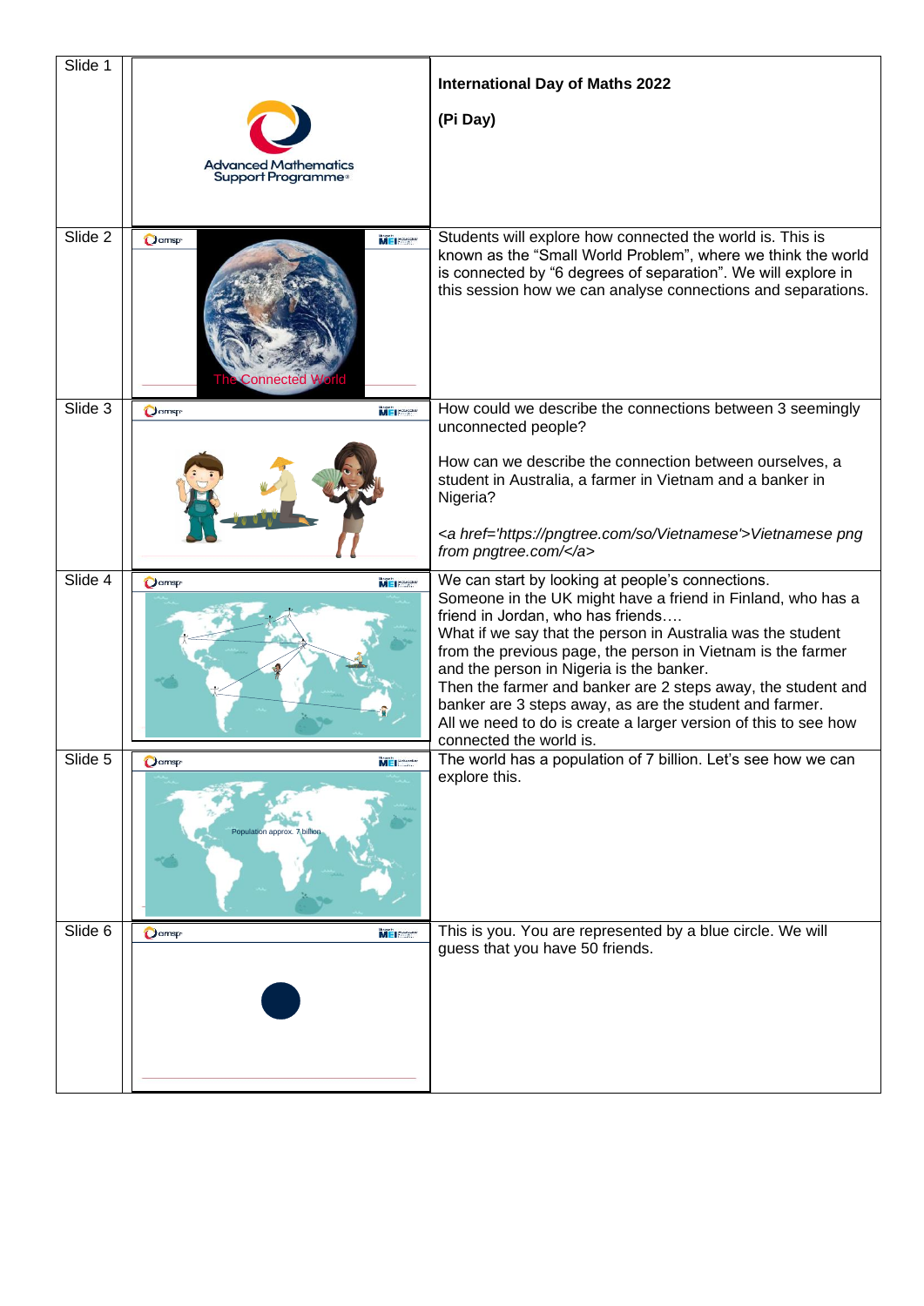| Slide | Image | Notes |
| --- | --- | --- |
| Slide 1 | Advanced Mathematics Support Programme | **International Day of Maths 2022**<br><br>**(Pi Day)** |
| Slide 2 | The Connected World | Students will explore how connected the world is. This is known as the "Small World Problem", where we think the world is connected by "6 degrees of separation". We will explore in this session how we can analyse connections and separations. |
| Slide 3 | | How could we describe the connections between 3 seemingly unconnected people?<br><br>How can we describe the connection between ourselves, a student in Australia, a farmer in Vietnam and a banker in Nigeria?<br><br>*<a href='https://pngtree.com/so/Vietnamese'>Vietnamese png from pngtree.com/</a>* |
| Slide 4 | | We can start by looking at people's connections. Someone in the UK might have a friend in Finland, who has a friend in Jordan, who has friends….<br>What if we say that the person in Australia was the student from the previous page, the person in Vietnam is the farmer and the person in Nigeria is the banker.<br>Then the farmer and banker are 2 steps away, the student and banker are 3 steps away, as are the student and farmer.<br>All we need to do is create a larger version of this to see how connected the world is. |
| Slide 5 | Population approx. 7 billion | The world has a population of 7 billion. Let's see how we can explore this. |
| Slide 6 | | This is you. You are represented by a blue circle. We will guess that you have 50 friends. |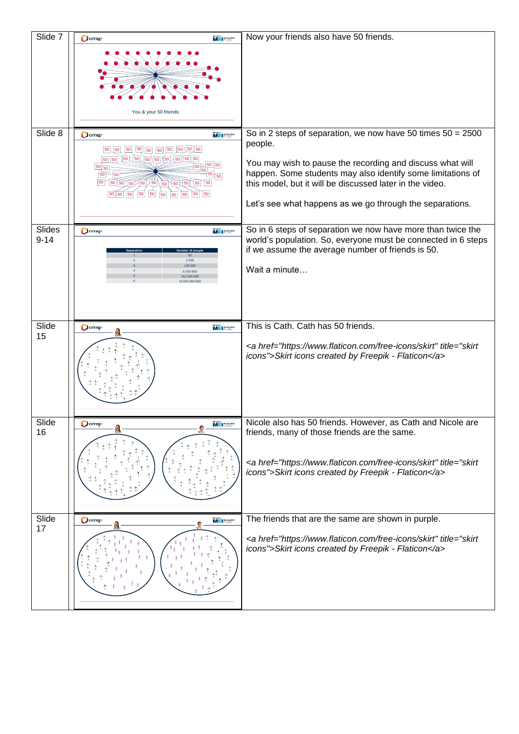| | | |
|---|---|---|
| Slide 7 | | Now your friends also have 50 friends. |
| Slide 8 | | So in 2 steps of separation, we now have 50 times 50 = 2500 people.<br><br>You may wish to pause the recording and discuss what will happen. Some students may also identify some limitations of this model, but it will be discussed later in the video.<br><br>Let's see what happens as we go through the separations. |
| Slides 9-14 | | So in 6 steps of separation we now have more than twice the world's population. So, everyone must be connected in 6 steps if we assume the average number of friends is 50.<br><br>Wait a minute… |
| Slide 15 | | This is Cath. Cath has 50 friends.<br><br>*<a href="https://www.flaticon.com/free-icons/skirt" title="skirt icons">Skirt icons created by Freepik - Flaticon</a>* |
| Slide 16 | | Nicole also has 50 friends. However, as Cath and Nicole are friends, many of those friends are the same.<br><br>*<a href="https://www.flaticon.com/free-icons/skirt" title="skirt icons">Skirt icons created by Freepik - Flaticon</a>* |
| Slide 17 | | The friends that are the same are shown in purple.<br><br>*<a href="https://www.flaticon.com/free-icons/skirt" title="skirt icons">Skirt icons created by Freepik - Flaticon</a>* |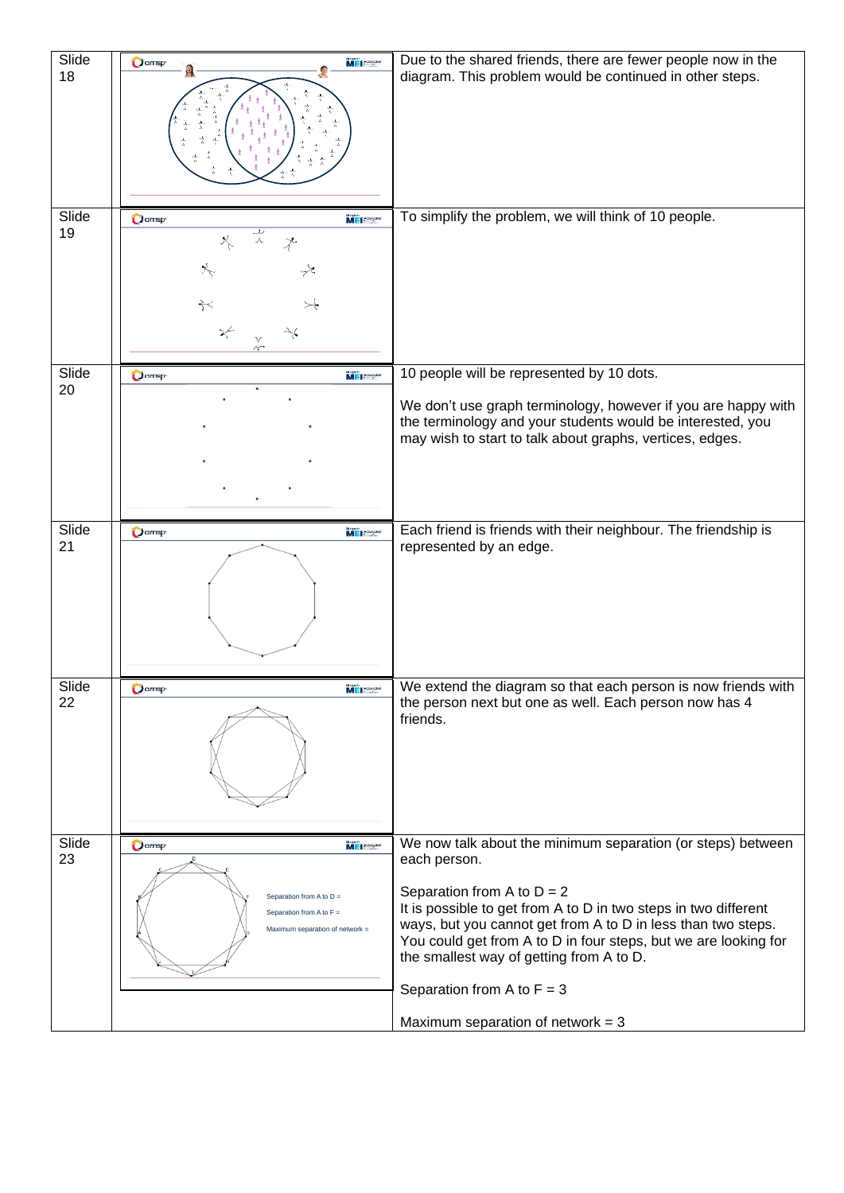| Slide | Image | Notes |
|---|---|---|
| Slide 18 | | Due to the shared friends, there are fewer people now in the diagram. This problem would be continued in other steps. |
| Slide 19 | | To simplify the problem, we will think of 10 people. |
| Slide 20 | | 10 people will be represented by 10 dots.<br><br>We don't use graph terminology, however if you are happy with the terminology and your students would be interested, you may wish to start to talk about graphs, vertices, edges. |
| Slide 21 | | Each friend is friends with their neighbour. The friendship is represented by an edge. |
| Slide 22 | | We extend the diagram so that each person is now friends with the person next but one as well. Each person now has 4 friends. |
| Slide 23 | Separation from A to D =<br>Separation from A to F =<br>Maximum separation of network = | We now talk about the minimum separation (or steps) between each person.<br><br>Separation from A to D = 2<br>It is possible to get from A to D in two steps in two different ways, but you cannot get from A to D in less than two steps. You could get from A to D in four steps, but we are looking for the smallest way of getting from A to D.<br><br>Separation from A to F = 3<br><br>Maximum separation of network = 3 |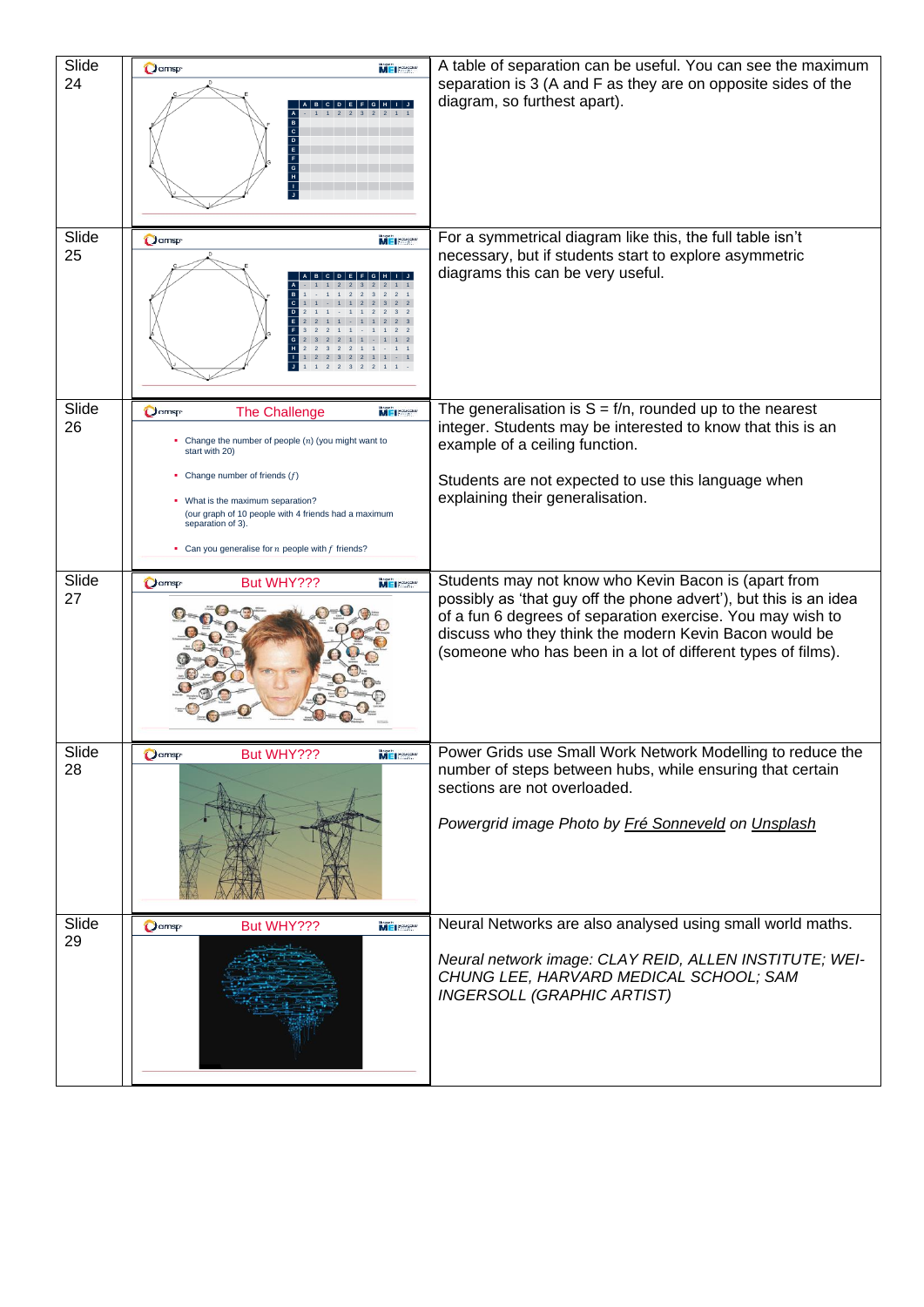| | | |
|---|---|---|
| Slide 24 | | A table of separation can be useful. You can see the maximum separation is 3 (A and F as they are on opposite sides of the diagram, so furthest apart). |
| Slide 25 | | For a symmetrical diagram like this, the full table isn't necessary, but if students start to explore asymmetric diagrams this can be very useful. |
| Slide 26 | **The Challenge**<br>• Change the number of people ($n$) (you might want to start with 20)<br>• Change number of friends ($f$)<br>• What is the maximum separation? (our graph of 10 people with 4 friends had a maximum separation of 3).<br>• Can you generalise for $n$ people with $f$ friends? | The generalisation is S = f/n, rounded up to the nearest integer. Students may be interested to know that this is an example of a ceiling function.<br><br>Students are not expected to use this language when explaining their generalisation. |
| Slide 27 | **But WHY???** | Students may not know who Kevin Bacon is (apart from possibly as 'that guy off the phone advert'), but this is an idea of a fun 6 degrees of separation exercise. You may wish to discuss who they think the modern Kevin Bacon would be (someone who has been in a lot of different types of films). |
| Slide 28 | **But WHY???** | Power Grids use Small Work Network Modelling to reduce the number of steps between hubs, while ensuring that certain sections are not overloaded.<br><br>*Powergrid image Photo by Fré Sonneveld on Unsplash* |
| Slide 29 | **But WHY???** | Neural Networks are also analysed using small world maths.<br><br>*Neural network image: CLAY REID, ALLEN INSTITUTE; WEI-CHUNG LEE, HARVARD MEDICAL SCHOOL; SAM INGERSOLL (GRAPHIC ARTIST)* |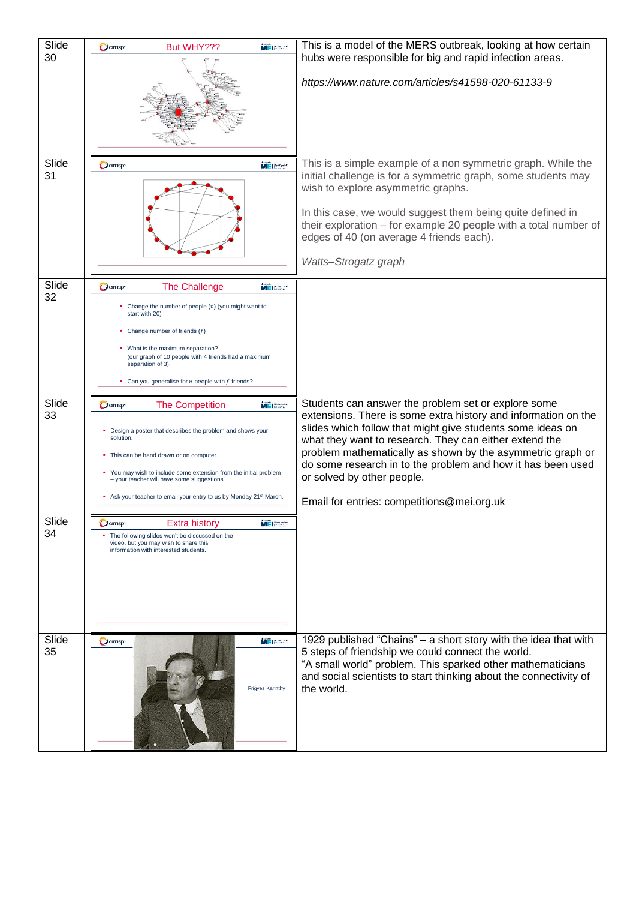| Slide | Slide content | Notes |
| --- | --- | --- |
| Slide 30 | But WHY??? | This is a model of the MERS outbreak, looking at how certain hubs were responsible for big and rapid infection areas.<br><br>*https://www.nature.com/articles/s41598-020-61133-9* |
| Slide 31 | | This is a simple example of a non symmetric graph. While the initial challenge is for a symmetric graph, some students may wish to explore asymmetric graphs.<br><br>In this case, we would suggest them being quite defined in their exploration – for example 20 people with a total number of edges of 40 (on average 4 friends each).<br><br>*Watts–Strogatz graph* |
| Slide 32 | The Challenge<br>• Change the number of people ($n$) (you might want to start with 20)<br>• Change number of friends ($f$)<br>• What is the maximum separation? (our graph of 10 people with 4 friends had a maximum separation of 3).<br>• Can you generalise for $n$ people with $f$ friends? | |
| Slide 33 | The Competition<br>• Design a poster that describes the problem and shows your solution.<br>• This can be hand drawn or on computer.<br>• You may wish to include some extension from the initial problem – your teacher will have some suggestions.<br>• Ask your teacher to email your entry to us by Monday 21st March. | Students can answer the problem set or explore some extensions. There is some extra history and information on the slides which follow that might give students some ideas on what they want to research. They can either extend the problem mathematically as shown by the asymmetric graph or do some research in to the problem and how it has been used or solved by other people.<br><br>Email for entries: competitions@mei.org.uk |
| Slide 34 | Extra history<br>• The following slides won't be discussed on the video, but you may wish to share this information with interested students. | |
| Slide 35 | Frigyes Karinthy | 1929 published "Chains" – a short story with the idea that with 5 steps of friendship we could connect the world.<br>"A small world" problem. This sparked other mathematicians and social scientists to start thinking about the connectivity of the world. |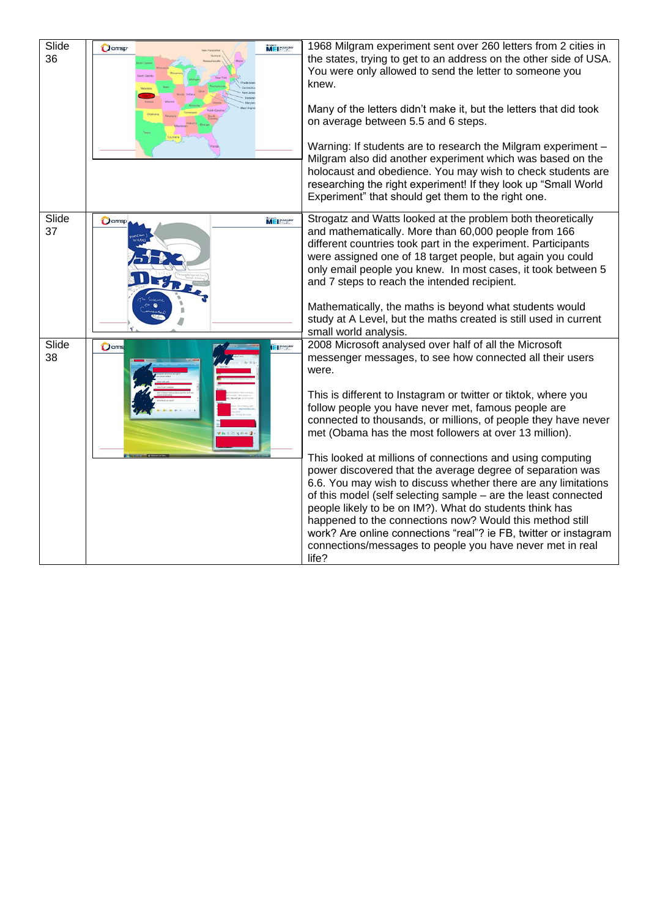| | | |
|---|---|---|
| Slide 36 | | 1968 Milgram experiment sent over 260 letters from 2 cities in the states, trying to get to an address on the other side of USA. You were only allowed to send the letter to someone you knew.<br><br>Many of the letters didn't make it, but the letters that did took on average between 5.5 and 6 steps.<br><br>Warning: If students are to research the Milgram experiment – Milgram also did another experiment which was based on the holocaust and obedience. You may wish to check students are researching the right experiment! If they look up "Small World Experiment" that should get them to the right one. |
| Slide 37 | | Strogatz and Watts looked at the problem both theoretically and mathematically. More than 60,000 people from 166 different countries took part in the experiment. Participants were assigned one of 18 target people, but again you could only email people you knew. In most cases, it took between 5 and 7 steps to reach the intended recipient.<br><br>Mathematically, the maths is beyond what students would study at A Level, but the maths created is still used in current small world analysis. |
| Slide 38 | | 2008 Microsoft analysed over half of all the Microsoft messenger messages, to see how connected all their users were.<br><br>This is different to Instagram or twitter or tiktok, where you follow people you have never met, famous people are connected to thousands, or millions, of people they have never met (Obama has the most followers at over 13 million).<br><br>This looked at millions of connections and using computing power discovered that the average degree of separation was 6.6. You may wish to discuss whether there are any limitations of this model (self selecting sample – are the least connected people likely to be on IM?). What do students think has happened to the connections now? Would this method still work? Are online connections "real"? ie FB, twitter or instagram connections/messages to people you have never met in real life? |